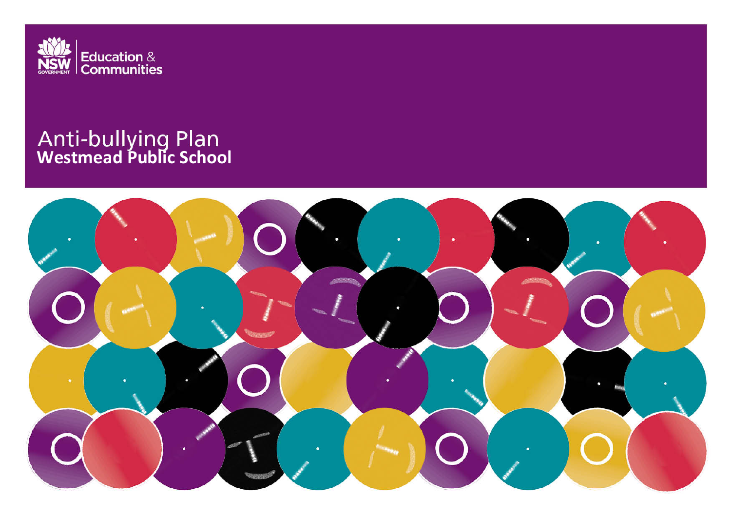NSW GOVERNMENT | Education & Communities

# Anti-bullying Plan
**Westmead Public School**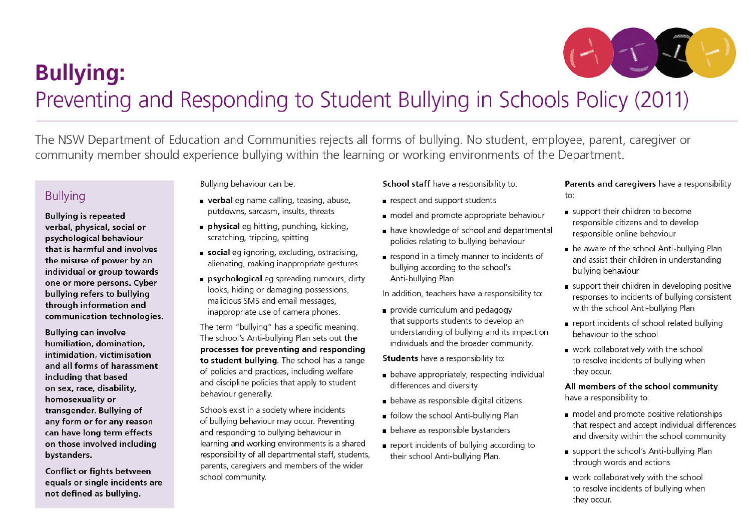# Bullying:

## Preventing and Responding to Student Bullying in Schools Policy (2011)

The NSW Department of Education and Communities rejects all forms of bullying. No student, employee, parent, caregiver or community member should experience bullying within the learning or working environments of the Department.

### Bullying

**Bullying is repeated verbal, physical, social or psychological behaviour that is harmful and involves the misuse of power by an individual or group towards one or more persons. Cyber bullying refers to bullying through information and communication technologies.**

**Bullying can involve humiliation, domination, intimidation, victimisation and all forms of harassment including that based on sex, race, disability, homosexuality or transgender. Bullying of any form or for any reason can have long term effects on those involved including bystanders.**

**Conflict or fights between equals or single incidents are not defined as bullying.**

Bullying behaviour can be:

- **verbal** eg name calling, teasing, abuse, putdowns, sarcasm, insults, threats
- **physical** eg hitting, punching, kicking, scratching, tripping, spitting
- **social** eg ignoring, excluding, ostracising, alienating, making inappropriate gestures
- **psychological** eg spreading rumours, dirty looks, hiding or damaging possessions, malicious SMS and email messages, inappropriate use of camera phones.

The term "bullying" has a specific meaning. The school's Anti-bullying Plan sets out the **processes for preventing and responding to student bullying.** The school has a range of policies and practices, including welfare and discipline policies that apply to student behaviour generally.

Schools exist in a society where incidents of bullying behaviour may occur. Preventing and responding to bullying behaviour in learning and working environments is a shared responsibility of all departmental staff, students, parents, caregivers and members of the wider school community.

**School staff** have a responsibility to:

- respect and support students
- model and promote appropriate behaviour
- have knowledge of school and departmental policies relating to bullying behaviour
- respond in a timely manner to incidents of bullying according to the school's Anti-bullying Plan.

In addition, teachers have a responsibility to:

- provide curriculum and pedagogy that supports students to develop an understanding of bullying and its impact on individuals and the broader community.

**Students** have a responsibility to:

- behave appropriately, respecting individual differences and diversity
- behave as responsible digital citizens
- follow the school Anti-bullying Plan
- behave as responsible bystanders
- report incidents of bullying according to their school Anti-bullying Plan.

**Parents and caregivers** have a responsibility to:

- support their children to become responsible citizens and to develop responsible online behaviour
- be aware of the school Anti-bullying Plan and assist their children in understanding bullying behaviour
- support their children in developing positive responses to incidents of bullying consistent with the school Anti-bullying Plan
- report incidents of school related bullying behaviour to the school
- work collaboratively with the school to resolve incidents of bullying when they occur.

**All members of the school community** have a responsibility to:

- model and promote positive relationships that respect and accept individual differences and diversity within the school community
- support the school's Anti-bullying Plan through words and actions
- work collaboratively with the school to resolve incidents of bullying when they occur.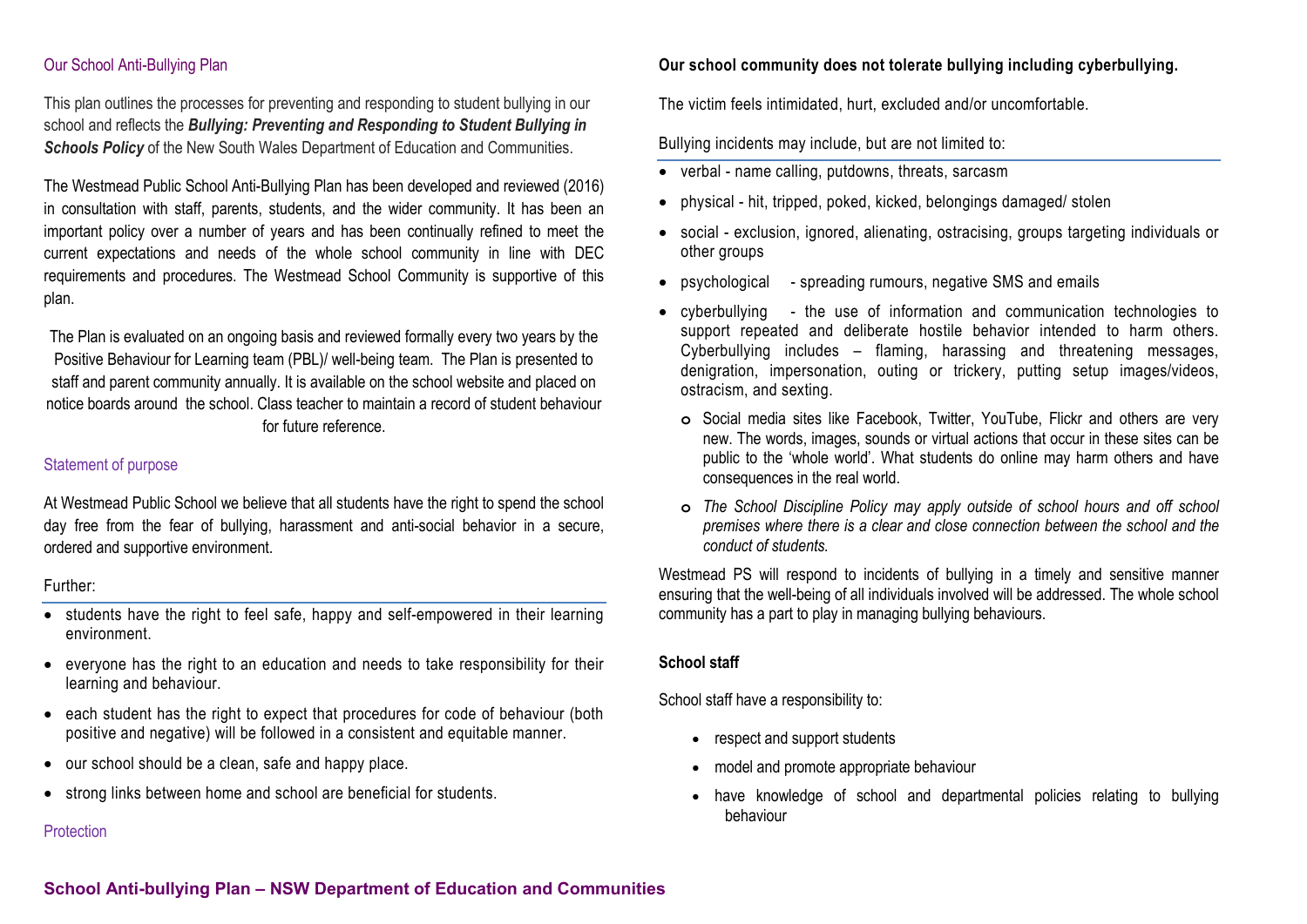## Our School Anti-Bullying Plan

This plan outlines the processes for preventing and responding to student bullying in our school and reflects the ***Bullying: Preventing and Responding to Student Bullying in Schools Policy*** of the New South Wales Department of Education and Communities.

The Westmead Public School Anti-Bullying Plan has been developed and reviewed (2016) in consultation with staff, parents, students, and the wider community. It has been an important policy over a number of years and has been continually refined to meet the current expectations and needs of the whole school community in line with DEC requirements and procedures. The Westmead School Community is supportive of this plan.

The Plan is evaluated on an ongoing basis and reviewed formally every two years by the Positive Behaviour for Learning team (PBL)/ well-being team. The Plan is presented to staff and parent community annually. It is available on the school website and placed on notice boards around the school. Class teacher to maintain a record of student behaviour for future reference.

## Statement of purpose

At Westmead Public School we believe that all students have the right to spend the school day free from the fear of bullying, harassment and anti-social behavior in a secure, ordered and supportive environment.

Further:

- students have the right to feel safe, happy and self-empowered in their learning environment.
- everyone has the right to an education and needs to take responsibility for their learning and behaviour.
- each student has the right to expect that procedures for code of behaviour (both positive and negative) will be followed in a consistent and equitable manner.
- our school should be a clean, safe and happy place.
- strong links between home and school are beneficial for students.

## Protection

**Our school community does not tolerate bullying including cyberbullying.**

The victim feels intimidated, hurt, excluded and/or uncomfortable.

Bullying incidents may include, but are not limited to:

- verbal - name calling, putdowns, threats, sarcasm
- physical - hit, tripped, poked, kicked, belongings damaged/ stolen
- social - exclusion, ignored, alienating, ostracising, groups targeting individuals or other groups
- psychological - spreading rumours, negative SMS and emails
- cyberbullying - the use of information and communication technologies to support repeated and deliberate hostile behavior intended to harm others. Cyberbullying includes – flaming, harassing and threatening messages, denigration, impersonation, outing or trickery, putting setup images/videos, ostracism, and sexting.
  - Social media sites like Facebook, Twitter, YouTube, Flickr and others are very new. The words, images, sounds or virtual actions that occur in these sites can be public to the 'whole world'. What students do online may harm others and have consequences in the real world.
  - *The School Discipline Policy may apply outside of school hours and off school premises where there is a clear and close connection between the school and the conduct of students.*

Westmead PS will respond to incidents of bullying in a timely and sensitive manner ensuring that the well-being of all individuals involved will be addressed. The whole school community has a part to play in managing bullying behaviours.

### School staff

School staff have a responsibility to:

- respect and support students
- model and promote appropriate behaviour
- have knowledge of school and departmental policies relating to bullying behaviour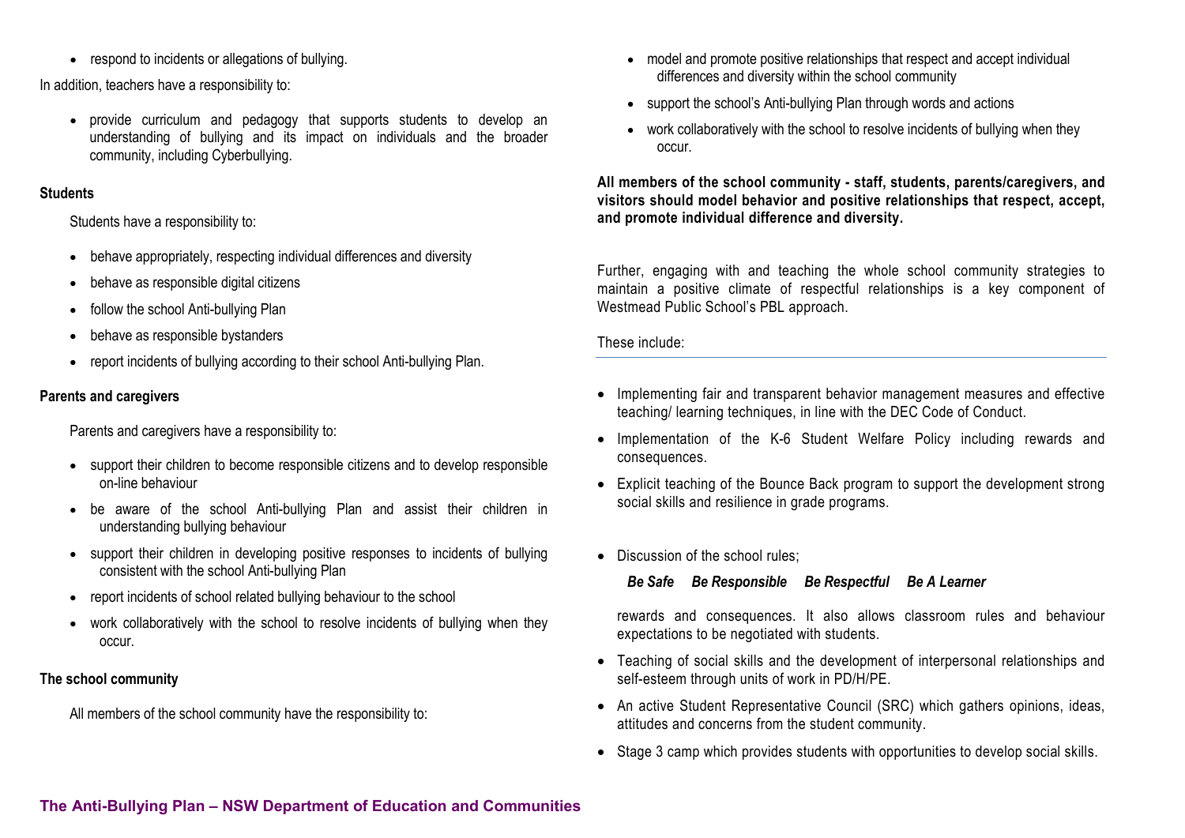- respond to incidents or allegations of bullying.

In addition, teachers have a responsibility to:

- provide curriculum and pedagogy that supports students to develop an understanding of bullying and its impact on individuals and the broader community, including Cyberbullying.

**Students**

Students have a responsibility to:

- behave appropriately, respecting individual differences and diversity
- behave as responsible digital citizens
- follow the school Anti-bullying Plan
- behave as responsible bystanders
- report incidents of bullying according to their school Anti-bullying Plan.

**Parents and caregivers**

Parents and caregivers have a responsibility to:

- support their children to become responsible citizens and to develop responsible on-line behaviour
- be aware of the school Anti-bullying Plan and assist their children in understanding bullying behaviour
- support their children in developing positive responses to incidents of bullying consistent with the school Anti-bullying Plan
- report incidents of school related bullying behaviour to the school
- work collaboratively with the school to resolve incidents of bullying when they occur.

**The school community**

All members of the school community have the responsibility to:

- model and promote positive relationships that respect and accept individual differences and diversity within the school community
- support the school's Anti-bullying Plan through words and actions
- work collaboratively with the school to resolve incidents of bullying when they occur.

**All members of the school community - staff, students, parents/caregivers, and visitors should model behavior and positive relationships that respect, accept, and promote individual difference and diversity.**

Further, engaging with and teaching the whole school community strategies to maintain a positive climate of respectful relationships is a key component of Westmead Public School's PBL approach.

These include:

- Implementing fair and transparent behavior management measures and effective teaching/ learning techniques, in line with the DEC Code of Conduct.
- Implementation of the K-6 Student Welfare Policy including rewards and consequences.
- Explicit teaching of the Bounce Back program to support the development strong social skills and resilience in grade programs.
- Discussion of the school rules;

  ***Be Safe  Be Responsible  Be Respectful  Be A Learner***

  rewards and consequences. It also allows classroom rules and behaviour expectations to be negotiated with students.
- Teaching of social skills and the development of interpersonal relationships and self-esteem through units of work in PD/H/PE.
- An active Student Representative Council (SRC) which gathers opinions, ideas, attitudes and concerns from the student community.
- Stage 3 camp which provides students with opportunities to develop social skills.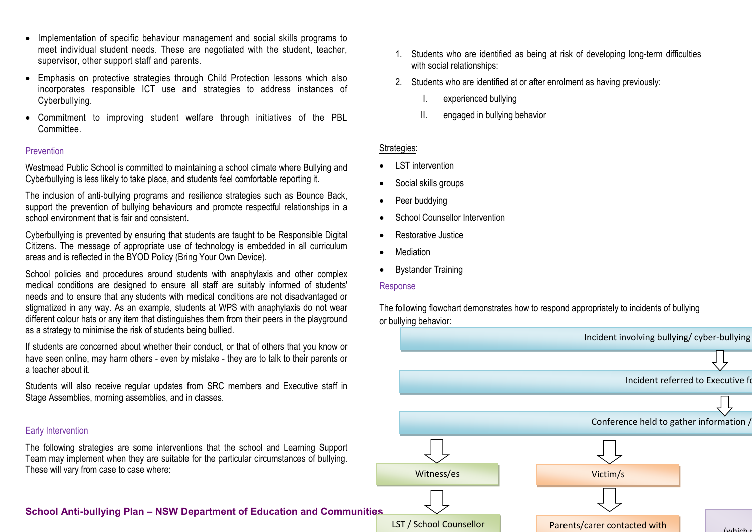- Implementation of specific behaviour management and social skills programs to meet individual student needs. These are negotiated with the student, teacher, supervisor, other support staff and parents.
- Emphasis on protective strategies through Child Protection lessons which also incorporates responsible ICT use and strategies to address instances of Cyberbullying.
- Commitment to improving student welfare through initiatives of the PBL Committee.

## Prevention

Westmead Public School is committed to maintaining a school climate where Bullying and Cyberbullying is less likely to take place, and students feel comfortable reporting it.

The inclusion of anti-bullying programs and resilience strategies such as Bounce Back, support the prevention of bullying behaviours and promote respectful relationships in a school environment that is fair and consistent.

Cyberbullying is prevented by ensuring that students are taught to be Responsible Digital Citizens. The message of appropriate use of technology is embedded in all curriculum areas and is reflected in the BYOD Policy (Bring Your Own Device).

School policies and procedures around students with anaphylaxis and other complex medical conditions are designed to ensure all staff are suitably informed of students' needs and to ensure that any students with medical conditions are not disadvantaged or stigmatized in any way. As an example, students at WPS with anaphylaxis do not wear different colour hats or any item that distinguishes them from their peers in the playground as a strategy to minimise the risk of students being bullied.

If students are concerned about whether their conduct, or that of others that you know or have seen online, may harm others - even by mistake - they are to talk to their parents or a teacher about it.

Students will also receive regular updates from SRC members and Executive staff in Stage Assemblies, morning assemblies, and in classes.

## Early Intervention

The following strategies are some interventions that the school and Learning Support Team may implement when they are suitable for the particular circumstances of bullying. These will vary from case to case where:

1. Students who are identified as being at risk of developing long-term difficulties with social relationships:
2. Students who are identified at or after enrolment as having previously:
   I. experienced bullying
   II. engaged in bullying behavior

Strategies:

- LST intervention
- Social skills groups
- Peer buddying
- School Counsellor Intervention
- Restorative Justice
- Mediation
- Bystander Training

## Response

The following flowchart demonstrates how to respond appropriately to incidents of bullying or bullying behavior:

Incident involving bullying/ cyber-bullying

↓

Incident referred to Executive fo

↓

Conference held to gather information /

↓ Witness/es → LST / School Counsellor

↓ Victim/s → Parents/carer contacted with

(which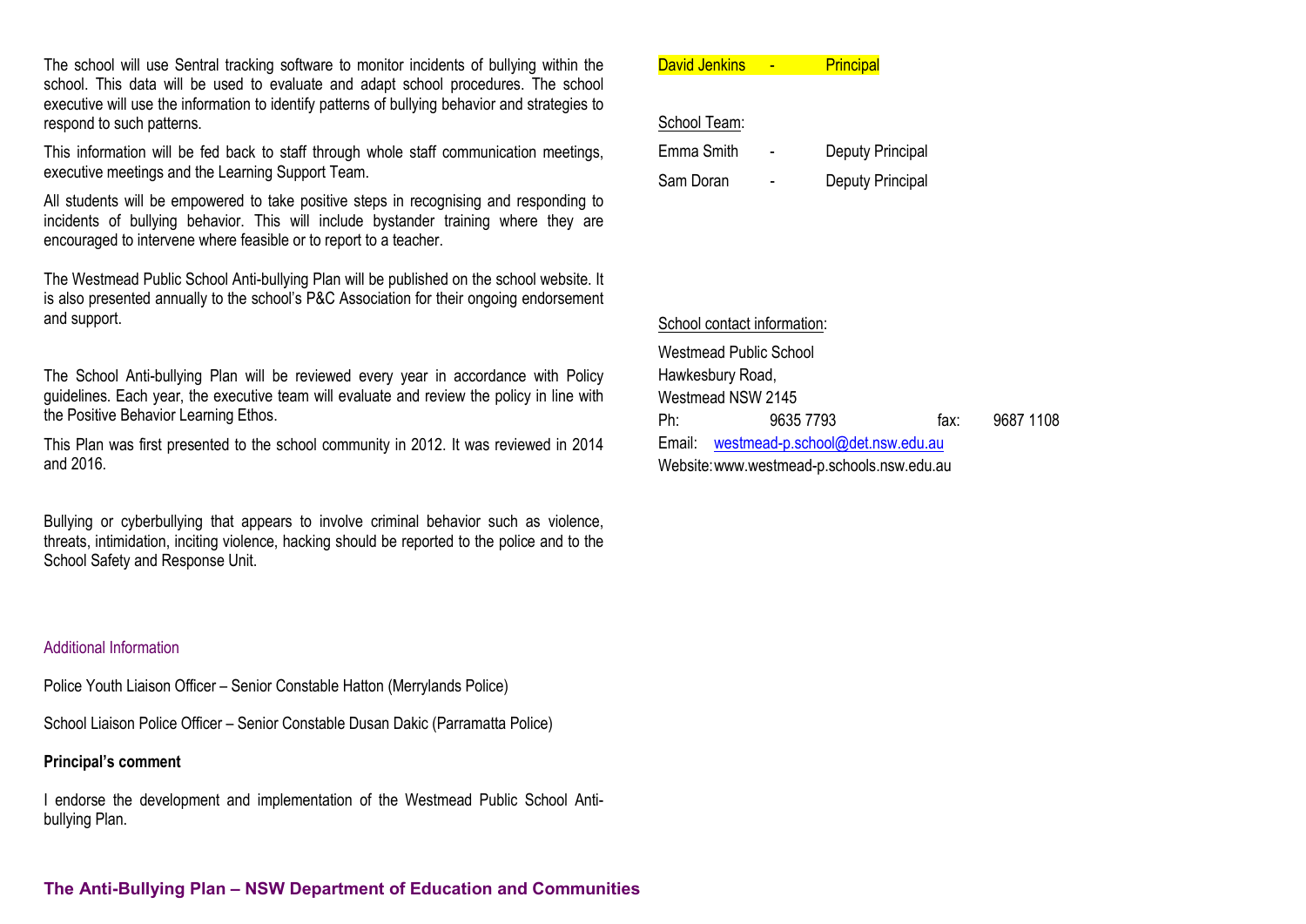The school will use Sentral tracking software to monitor incidents of bullying within the school. This data will be used to evaluate and adapt school procedures. The school executive will use the information to identify patterns of bullying behavior and strategies to respond to such patterns.

This information will be fed back to staff through whole staff communication meetings, executive meetings and the Learning Support Team.

All students will be empowered to take positive steps in recognising and responding to incidents of bullying behavior. This will include bystander training where they are encouraged to intervene where feasible or to report to a teacher.

The Westmead Public School Anti-bullying Plan will be published on the school website. It is also presented annually to the school's P&C Association for their ongoing endorsement and support.

The School Anti-bullying Plan will be reviewed every year in accordance with Policy guidelines. Each year, the executive team will evaluate and review the policy in line with the Positive Behavior Learning Ethos.

This Plan was first presented to the school community in 2012. It was reviewed in 2014 and 2016.

Bullying or cyberbullying that appears to involve criminal behavior such as violence, threats, intimidation, inciting violence, hacking should be reported to the police and to the School Safety and Response Unit.

## Additional Information

Police Youth Liaison Officer – Senior Constable Hatton (Merrylands Police)

School Liaison Police Officer – Senior Constable Dusan Dakic (Parramatta Police)

**Principal's comment**

I endorse the development and implementation of the Westmead Public School Anti-bullying Plan.

David Jenkins - Principal

School Team:

Emma Smith - Deputy Principal

Sam Doran - Deputy Principal

School contact information:

Westmead Public School
Hawkesbury Road,
Westmead NSW 2145
Ph: 9635 7793 fax: 9687 1108
Email: westmead-p.school@det.nsw.edu.au
Website: www.westmead-p.schools.nsw.edu.au